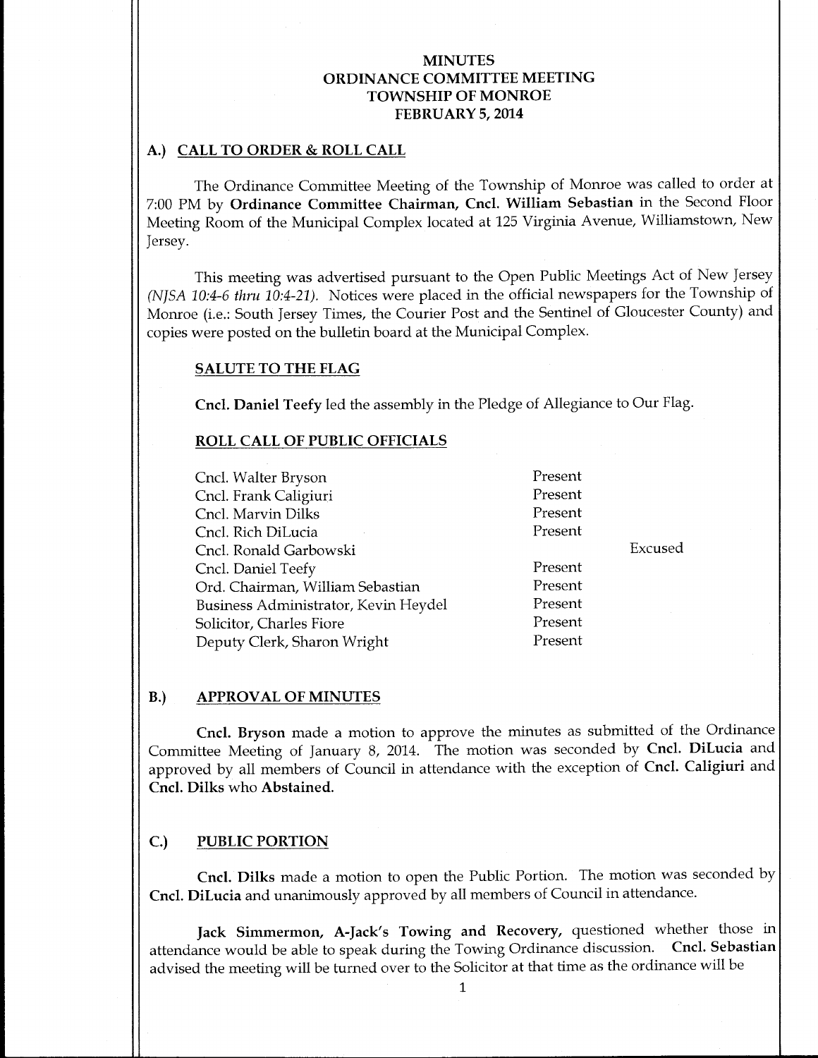# MINUTES
# ORDINANCE COMMITTEE MEETING
# TOWNSHIP OF MONROE
# FEBRUARY 5, 2014

## A.) CALL TO ORDER & ROLL CALL

The Ordinance Committee Meeting of the Township of Monroe was called to order at 7:00 PM by **Ordinance Committee Chairman, Cncl. William Sebastian** in the Second Floor Meeting Room of the Municipal Complex located at 125 Virginia Avenue, Williamstown, New Jersey.

This meeting was advertised pursuant to the Open Public Meetings Act of New Jersey *(NJSA 10:4-6 thru 10:4-21)*. Notices were placed in the official newspapers for the Township of Monroe (i.e.: South Jersey Times, the Courier Post and the Sentinel of Gloucester County) and copies were posted on the bulletin board at the Municipal Complex.

### SALUTE TO THE FLAG

**Cncl. Daniel Teefy** led the assembly in the Pledge of Allegiance to Our Flag.

### ROLL CALL OF PUBLIC OFFICIALS

| | | |
|---|---|---|
| Cncl. Walter Bryson | Present | |
| Cncl. Frank Caligiuri | Present | |
| Cncl. Marvin Dilks | Present | |
| Cncl. Rich DiLucia | Present | |
| Cncl. Ronald Garbowski | | Excused |
| Cncl. Daniel Teefy | Present | |
| Ord. Chairman, William Sebastian | Present | |
| Business Administrator, Kevin Heydel | Present | |
| Solicitor, Charles Fiore | Present | |
| Deputy Clerk, Sharon Wright | Present | |

## B.) APPROVAL OF MINUTES

**Cncl. Bryson** made a motion to approve the minutes as submitted of the Ordinance Committee Meeting of January 8, 2014. The motion was seconded by **Cncl. DiLucia** and approved by all members of Council in attendance with the exception of **Cncl. Caligiuri** and **Cncl. Dilks** who **Abstained.**

## C.) PUBLIC PORTION

**Cncl. Dilks** made a motion to open the Public Portion. The motion was seconded by **Cncl. DiLucia** and unanimously approved by all members of Council in attendance.

**Jack Simmermon, A-Jack's Towing and Recovery,** questioned whether those in attendance would be able to speak during the Towing Ordinance discussion. **Cncl. Sebastian** advised the meeting will be turned over to the Solicitor at that time as the ordinance will be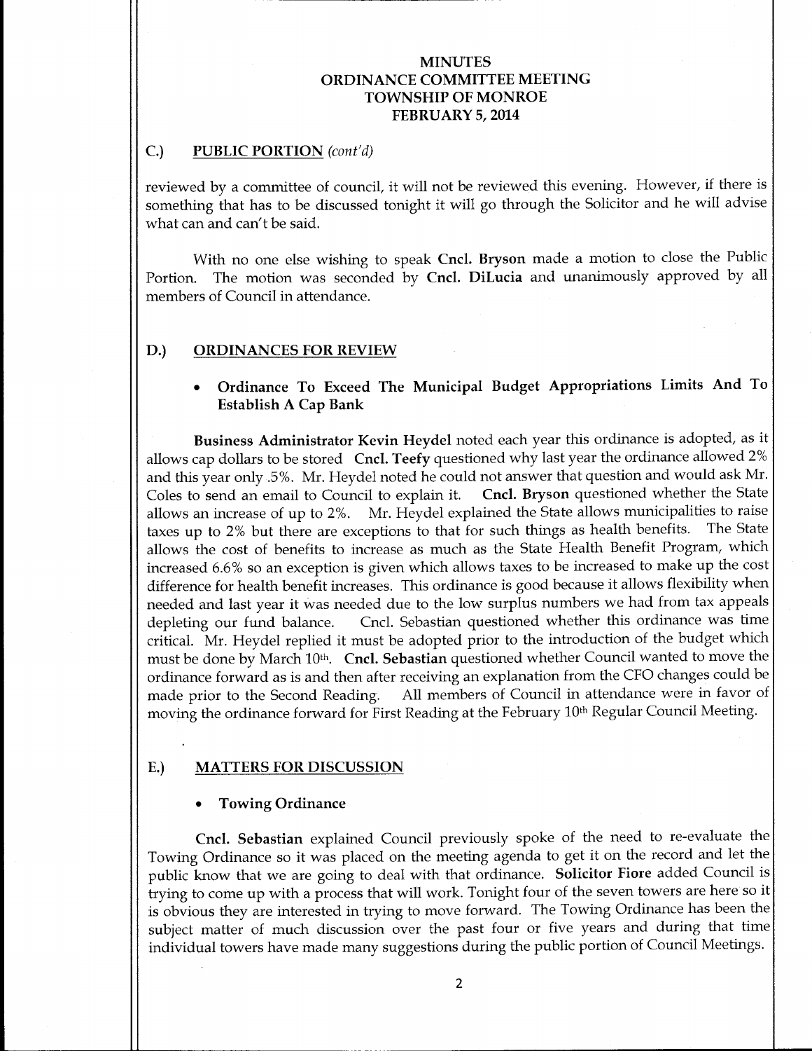# MINUTES
## ORDINANCE COMMITTEE MEETING
## TOWNSHIP OF MONROE
## FEBRUARY 5, 2014

### C.) PUBLIC PORTION *(cont'd)*

reviewed by a committee of council, it will not be reviewed this evening. However, if there is something that has to be discussed tonight it will go through the Solicitor and he will advise what can and can't be said.

With no one else wishing to speak **Cncl. Bryson** made a motion to close the Public Portion. The motion was seconded by **Cncl. DiLucia** and unanimously approved by all members of Council in attendance.

### D.) ORDINANCES FOR REVIEW

- **Ordinance To Exceed The Municipal Budget Appropriations Limits And To Establish A Cap Bank**

**Business Administrator Kevin Heydel** noted each year this ordinance is adopted, as it allows cap dollars to be stored **Cncl. Teefy** questioned why last year the ordinance allowed 2% and this year only .5%. Mr. Heydel noted he could not answer that question and would ask Mr. Coles to send an email to Council to explain it. **Cncl. Bryson** questioned whether the State allows an increase of up to 2%. Mr. Heydel explained the State allows municipalities to raise taxes up to 2% but there are exceptions to that for such things as health benefits. The State allows the cost of benefits to increase as much as the State Health Benefit Program, which increased 6.6% so an exception is given which allows taxes to be increased to make up the cost difference for health benefit increases. This ordinance is good because it allows flexibility when needed and last year it was needed due to the low surplus numbers we had from tax appeals depleting our fund balance. Cncl. Sebastian questioned whether this ordinance was time critical. Mr. Heydel replied it must be adopted prior to the introduction of the budget which must be done by March 10th. **Cncl. Sebastian** questioned whether Council wanted to move the ordinance forward as is and then after receiving an explanation from the CFO changes could be made prior to the Second Reading. All members of Council in attendance were in favor of moving the ordinance forward for First Reading at the February 10th Regular Council Meeting.

### E.) MATTERS FOR DISCUSSION

- **Towing Ordinance**

**Cncl. Sebastian** explained Council previously spoke of the need to re-evaluate the Towing Ordinance so it was placed on the meeting agenda to get it on the record and let the public know that we are going to deal with that ordinance. **Solicitor Fiore** added Council is trying to come up with a process that will work. Tonight four of the seven towers are here so it is obvious they are interested in trying to move forward. The Towing Ordinance has been the subject matter of much discussion over the past four or five years and during that time individual towers have made many suggestions during the public portion of Council Meetings.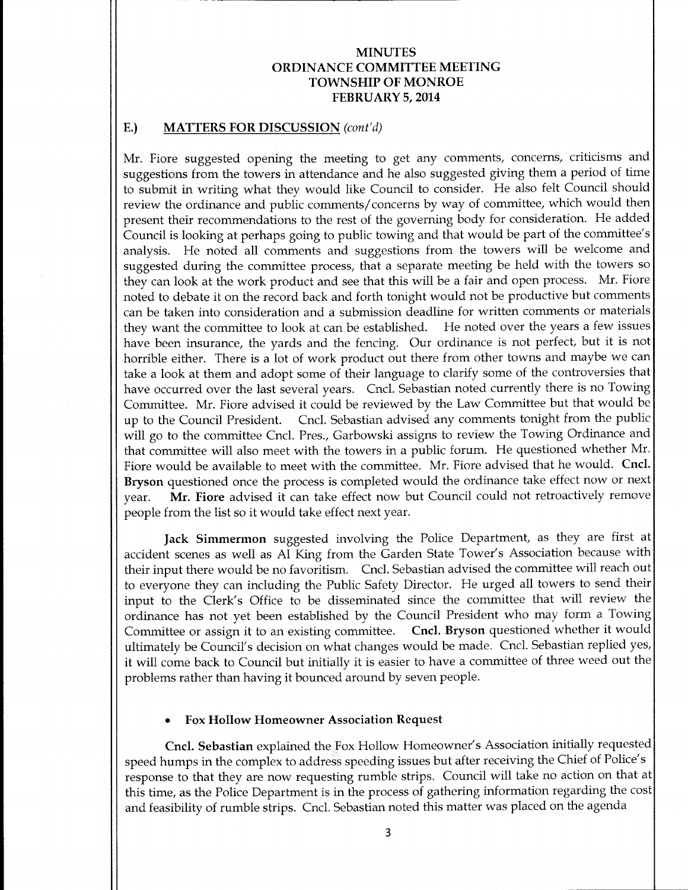# MINUTES
# ORDINANCE COMMITTEE MEETING
# TOWNSHIP OF MONROE
# FEBRUARY 5, 2014

## E.) MATTERS FOR DISCUSSION *(cont'd)*

Mr. Fiore suggested opening the meeting to get any comments, concerns, criticisms and suggestions from the towers in attendance and he also suggested giving them a period of time to submit in writing what they would like Council to consider. He also felt Council should review the ordinance and public comments/concerns by way of committee, which would then present their recommendations to the rest of the governing body for consideration. He added Council is looking at perhaps going to public towing and that would be part of the committee's analysis. He noted all comments and suggestions from the towers will be welcome and suggested during the committee process, that a separate meeting be held with the towers so they can look at the work product and see that this will be a fair and open process. Mr. Fiore noted to debate it on the record back and forth tonight would not be productive but comments can be taken into consideration and a submission deadline for written comments or materials they want the committee to look at can be established. He noted over the years a few issues have been insurance, the yards and the fencing. Our ordinance is not perfect, but it is not horrible either. There is a lot of work product out there from other towns and maybe we can take a look at them and adopt some of their language to clarify some of the controversies that have occurred over the last several years. Cncl. Sebastian noted currently there is no Towing Committee. Mr. Fiore advised it could be reviewed by the Law Committee but that would be up to the Council President. Cncl. Sebastian advised any comments tonight from the public will go to the committee Cncl. Pres., Garbowski assigns to review the Towing Ordinance and that committee will also meet with the towers in a public forum. He questioned whether Mr. Fiore would be available to meet with the committee. Mr. Fiore advised that he would. **Cncl. Bryson** questioned once the process is completed would the ordinance take effect now or next year. **Mr. Fiore** advised it can take effect now but Council could not retroactively remove people from the list so it would take effect next year.

**Jack Simmermon** suggested involving the Police Department, as they are first at accident scenes as well as Al King from the Garden State Tower's Association because with their input there would be no favoritism. Cncl. Sebastian advised the committee will reach out to everyone they can including the Public Safety Director. He urged all towers to send their input to the Clerk's Office to be disseminated since the committee that will review the ordinance has not yet been established by the Council President who may form a Towing Committee or assign it to an existing committee. **Cncl. Bryson** questioned whether it would ultimately be Council's decision on what changes would be made. Cncl. Sebastian replied yes, it will come back to Council but initially it is easier to have a committee of three weed out the problems rather than having it bounced around by seven people.

- **Fox Hollow Homeowner Association Request**

**Cncl. Sebastian** explained the Fox Hollow Homeowner's Association initially requested speed humps in the complex to address speeding issues but after receiving the Chief of Police's response to that they are now requesting rumble strips. Council will take no action on that at this time, as the Police Department is in the process of gathering information regarding the cost and feasibility of rumble strips. Cncl. Sebastian noted this matter was placed on the agenda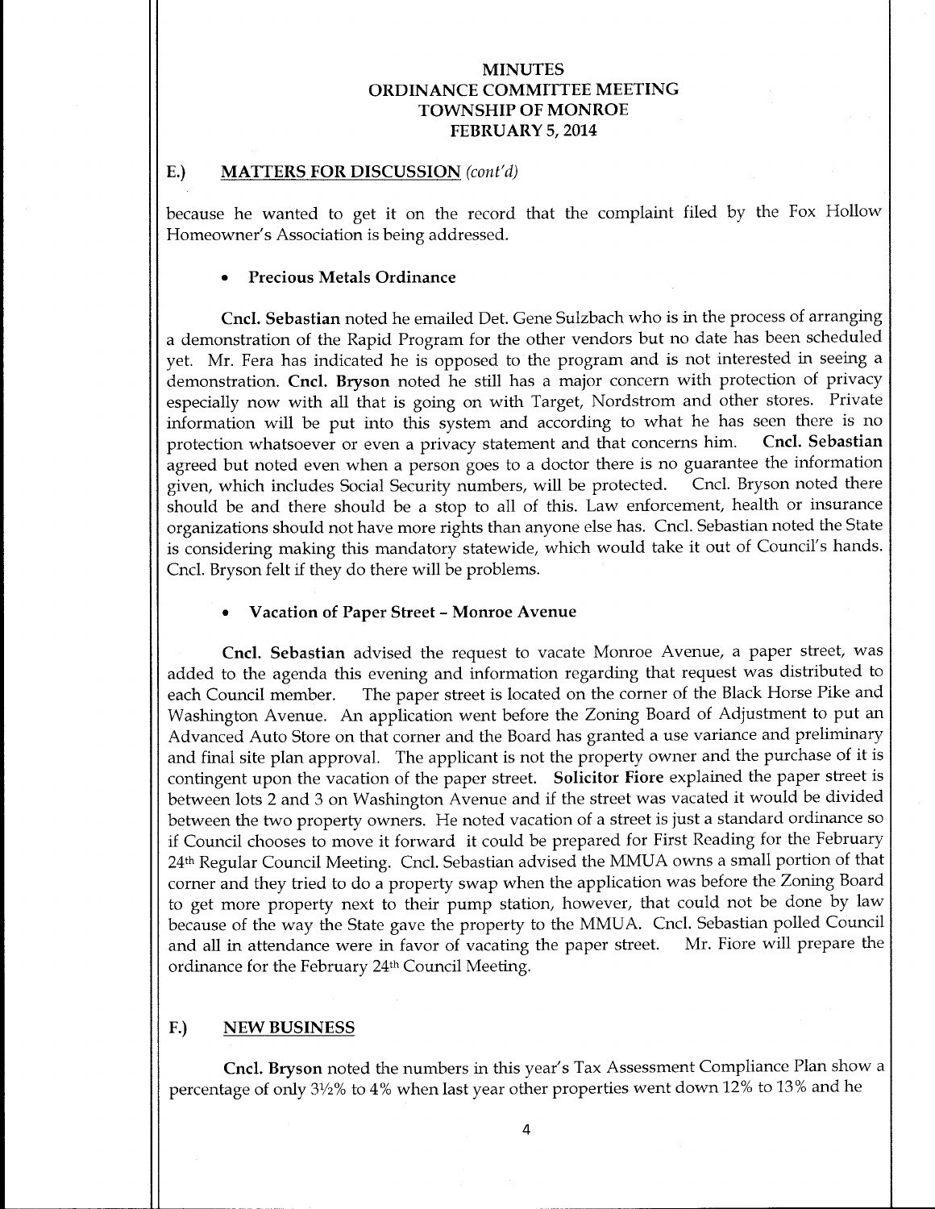## E.) MATTERS FOR DISCUSSION *(cont'd)*

because he wanted to get it on the record that the complaint filed by the Fox Hollow Homeowner's Association is being addressed.

- **Precious Metals Ordinance**

**Cncl. Sebastian** noted he emailed Det. Gene Sulzbach who is in the process of arranging a demonstration of the Rapid Program for the other vendors but no date has been scheduled yet. Mr. Fera has indicated he is opposed to the program and is not interested in seeing a demonstration. **Cncl. Bryson** noted he still has a major concern with protection of privacy especially now with all that is going on with Target, Nordstrom and other stores. Private information will be put into this system and according to what he has seen there is no protection whatsoever or even a privacy statement and that concerns him. **Cncl. Sebastian** agreed but noted even when a person goes to a doctor there is no guarantee the information given, which includes Social Security numbers, will be protected. Cncl. Bryson noted there should be and there should be a stop to all of this. Law enforcement, health or insurance organizations should not have more rights than anyone else has. Cncl. Sebastian noted the State is considering making this mandatory statewide, which would take it out of Council's hands. Cncl. Bryson felt if they do there will be problems.

- **Vacation of Paper Street – Monroe Avenue**

**Cncl. Sebastian** advised the request to vacate Monroe Avenue, a paper street, was added to the agenda this evening and information regarding that request was distributed to each Council member. The paper street is located on the corner of the Black Horse Pike and Washington Avenue. An application went before the Zoning Board of Adjustment to put an Advanced Auto Store on that corner and the Board has granted a use variance and preliminary and final site plan approval. The applicant is not the property owner and the purchase of it is contingent upon the vacation of the paper street. **Solicitor Fiore** explained the paper street is between lots 2 and 3 on Washington Avenue and if the street was vacated it would be divided between the two property owners. He noted vacation of a street is just a standard ordinance so if Council chooses to move it forward it could be prepared for First Reading for the February 24th Regular Council Meeting. Cncl. Sebastian advised the MMUA owns a small portion of that corner and they tried to do a property swap when the application was before the Zoning Board to get more property next to their pump station, however, that could not be done by law because of the way the State gave the property to the MMUA. Cncl. Sebastian polled Council and all in attendance were in favor of vacating the paper street. Mr. Fiore will prepare the ordinance for the February 24th Council Meeting.

## F.) NEW BUSINESS

**Cncl. Bryson** noted the numbers in this year's Tax Assessment Compliance Plan show a percentage of only 3½% to 4% when last year other properties went down 12% to 13% and he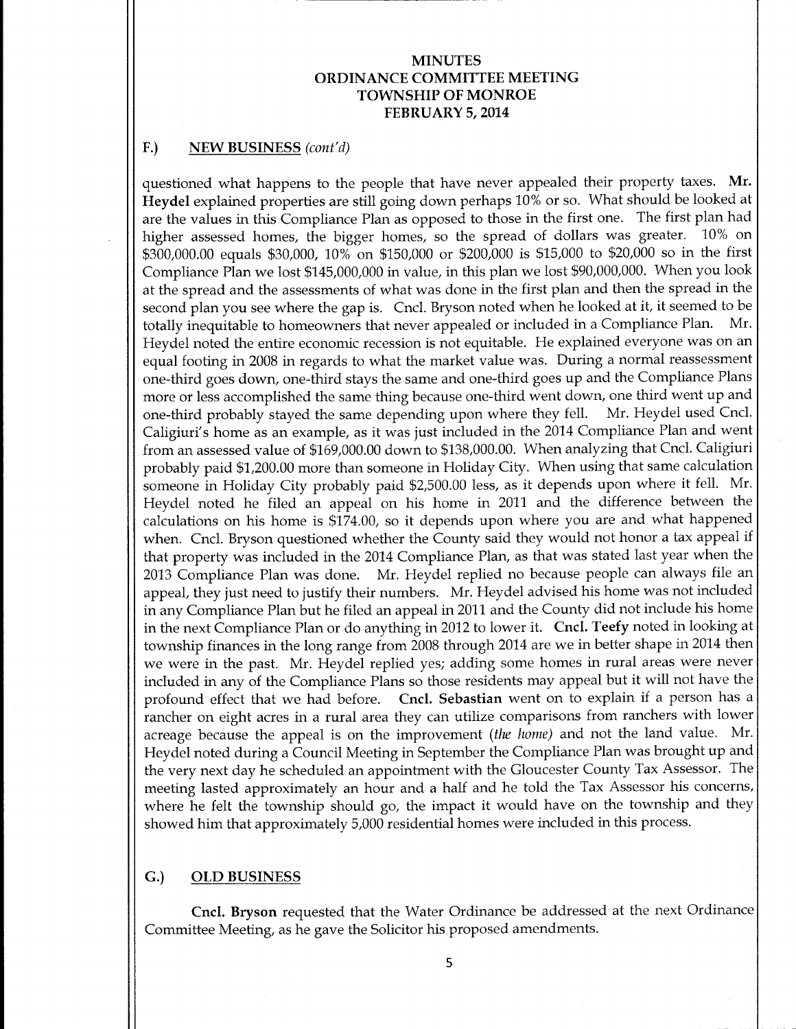# MINUTES
# ORDINANCE COMMITTEE MEETING
# TOWNSHIP OF MONROE
# FEBRUARY 5, 2014

## F.) NEW BUSINESS *(cont'd)*

questioned what happens to the people that have never appealed their property taxes. **Mr. Heydel** explained properties are still going down perhaps 10% or so. What should be looked at are the values in this Compliance Plan as opposed to those in the first one. The first plan had higher assessed homes, the bigger homes, so the spread of dollars was greater. 10% on $300,000.00 equals $30,000, 10% on $150,000 or $200,000 is $15,000 to $20,000 so in the first Compliance Plan we lost $145,000,000 in value, in this plan we lost $90,000,000. When you look at the spread and the assessments of what was done in the first plan and then the spread in the second plan you see where the gap is. Cncl. Bryson noted when he looked at it, it seemed to be totally inequitable to homeowners that never appealed or included in a Compliance Plan. Mr. Heydel noted the entire economic recession is not equitable. He explained everyone was on an equal footing in 2008 in regards to what the market value was. During a normal reassessment one-third goes down, one-third stays the same and one-third goes up and the Compliance Plans more or less accomplished the same thing because one-third went down, one third went up and one-third probably stayed the same depending upon where they fell. Mr. Heydel used Cncl. Caligiuri's home as an example, as it was just included in the 2014 Compliance Plan and went from an assessed value of $169,000.00 down to $138,000.00. When analyzing that Cncl. Caligiuri probably paid $1,200.00 more than someone in Holiday City. When using that same calculation someone in Holiday City probably paid $2,500.00 less, as it depends upon where it fell. Mr. Heydel noted he filed an appeal on his home in 2011 and the difference between the calculations on his home is $174.00, so it depends upon where you are and what happened when. Cncl. Bryson questioned whether the County said they would not honor a tax appeal if that property was included in the 2014 Compliance Plan, as that was stated last year when the 2013 Compliance Plan was done. Mr. Heydel replied no because people can always file an appeal, they just need to justify their numbers. Mr. Heydel advised his home was not included in any Compliance Plan but he filed an appeal in 2011 and the County did not include his home in the next Compliance Plan or do anything in 2012 to lower it. **Cncl. Teefy** noted in looking at township finances in the long range from 2008 through 2014 are we in better shape in 2014 then we were in the past. Mr. Heydel replied yes; adding some homes in rural areas were never included in any of the Compliance Plans so those residents may appeal but it will not have the profound effect that we had before. **Cncl. Sebastian** went on to explain if a person has a rancher on eight acres in a rural area they can utilize comparisons from ranchers with lower acreage because the appeal is on the improvement *(the home)* and not the land value. Mr. Heydel noted during a Council Meeting in September the Compliance Plan was brought up and the very next day he scheduled an appointment with the Gloucester County Tax Assessor. The meeting lasted approximately an hour and a half and he told the Tax Assessor his concerns, where he felt the township should go, the impact it would have on the township and they showed him that approximately 5,000 residential homes were included in this process.

## G.) OLD BUSINESS

**Cncl. Bryson** requested that the Water Ordinance be addressed at the next Ordinance Committee Meeting, as he gave the Solicitor his proposed amendments.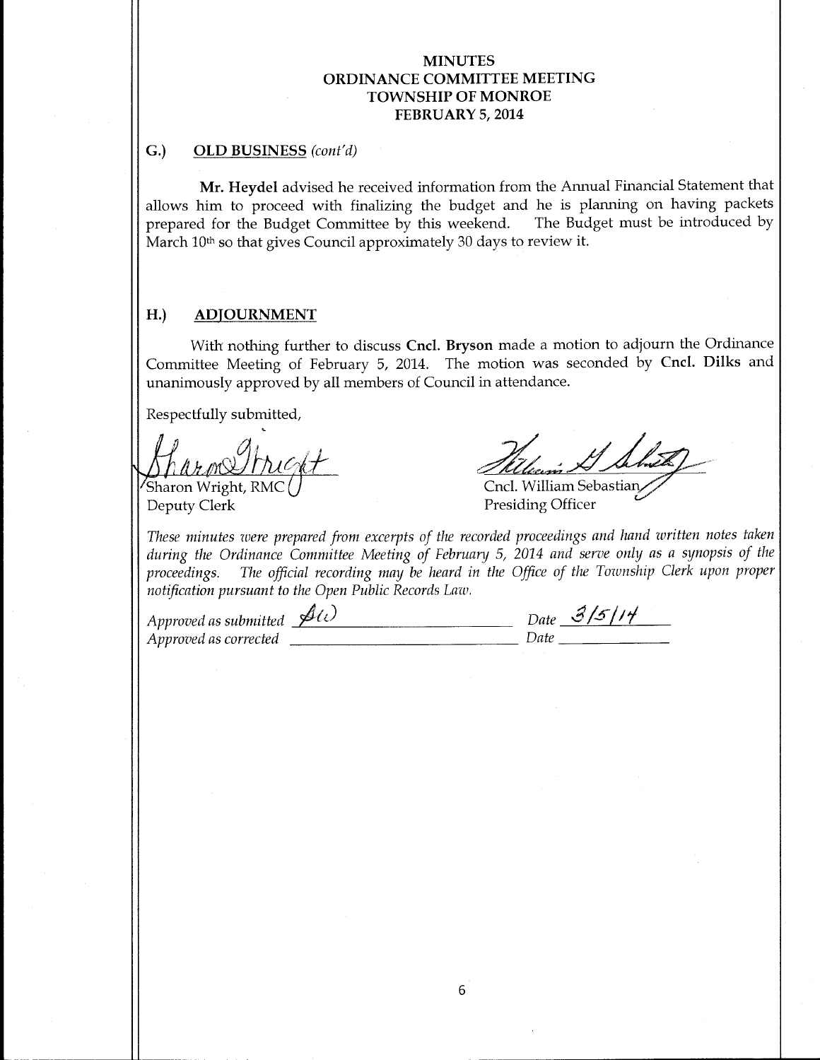**MINUTES**
**ORDINANCE COMMITTEE MEETING**
**TOWNSHIP OF MONROE**
**FEBRUARY 5, 2014**

## G.) OLD BUSINESS *(cont'd)*

**Mr. Heydel** advised he received information from the Annual Financial Statement that allows him to proceed with finalizing the budget and he is planning on having packets prepared for the Budget Committee by this weekend. The Budget must be introduced by March 10th so that gives Council approximately 30 days to review it.

## H.) ADJOURNMENT

With nothing further to discuss **Cncl. Bryson** made a motion to adjourn the Ordinance Committee Meeting of February 5, 2014. The motion was seconded by **Cncl. Dilks** and unanimously approved by all members of Council in attendance.

Respectfully submitted,

Sharon Wright, RMC
Deputy Clerk

Cncl. William Sebastian
Presiding Officer

*These minutes were prepared from excerpts of the recorded proceedings and hand written notes taken during the Ordinance Committee Meeting of February 5, 2014 and serve only as a synopsis of the proceedings. The official recording may be heard in the Office of the Township Clerk upon proper notification pursuant to the Open Public Records Law.*

*Approved as submitted* ____ *Date* 3/5/14
*Approved as corrected* ____ *Date* ____